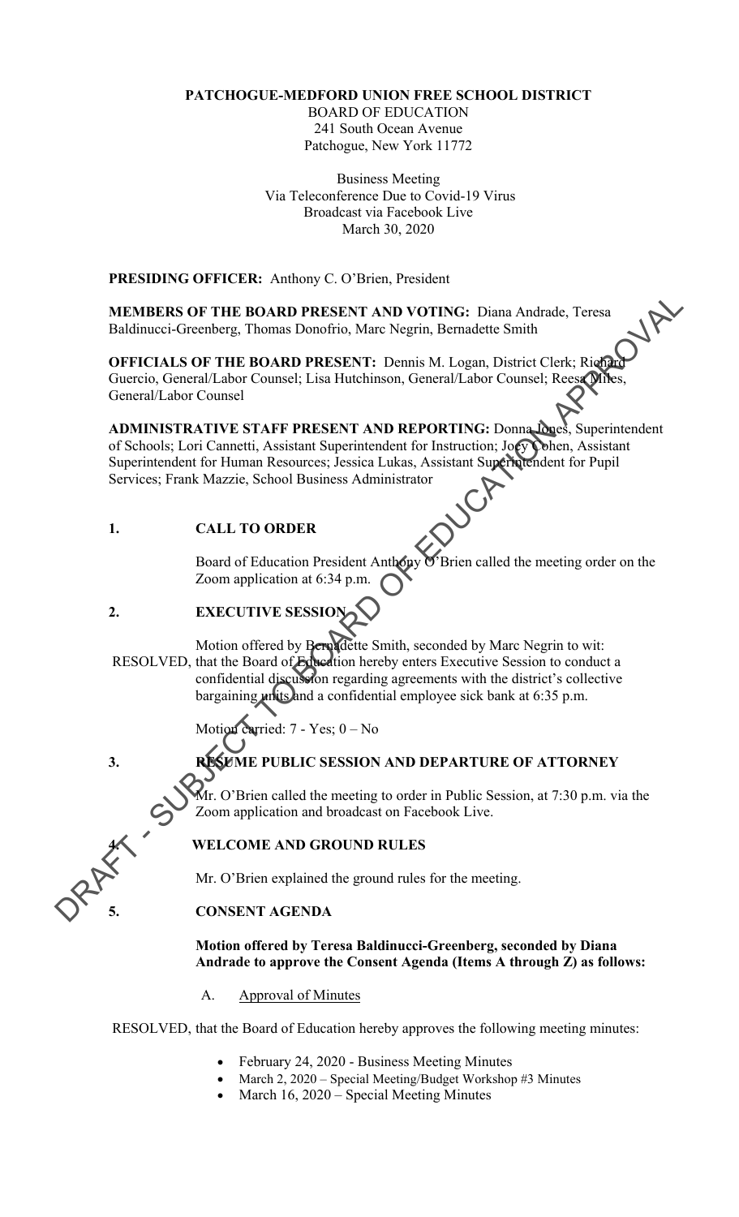**PATCHOGUE-MEDFORD UNION FREE SCHOOL DISTRICT**

BOARD OF EDUCATION
241 South Ocean Avenue
Patchogue, New York 11772

Business Meeting
Via Teleconference Due to Covid-19 Virus
Broadcast via Facebook Live
March 30, 2020

**PRESIDING OFFICER:** Anthony C. O'Brien, President

**MEMBERS OF THE BOARD PRESENT AND VOTING:** Diana Andrade, Teresa Baldinucci-Greenberg, Thomas Donofrio, Marc Negrin, Bernadette Smith

**OFFICIALS OF THE BOARD PRESENT:** Dennis M. Logan, District Clerk; Richard Guercio, General/Labor Counsel; Lisa Hutchinson, General/Labor Counsel; Reesa Miles, General/Labor Counsel

**ADMINISTRATIVE STAFF PRESENT AND REPORTING:** Donna Jones, Superintendent of Schools; Lori Cannetti, Assistant Superintendent for Instruction; Joey Cohen, Assistant Superintendent for Human Resources; Jessica Lukas, Assistant Superintendent for Pupil Services; Frank Mazzie, School Business Administrator

## 1. CALL TO ORDER

Board of Education President Anthony O'Brien called the meeting order on the Zoom application at 6:34 p.m.

## 2. EXECUTIVE SESSION

Motion offered by Bernadette Smith, seconded by Marc Negrin to wit:

RESOLVED, that the Board of Education hereby enters Executive Session to conduct a confidential discussion regarding agreements with the district's collective bargaining units and a confidential employee sick bank at 6:35 p.m.

Motion carried: 7 - Yes; 0 – No

## 3. RESUME PUBLIC SESSION AND DEPARTURE OF ATTORNEY

Mr. O'Brien called the meeting to order in Public Session, at 7:30 p.m. via the Zoom application and broadcast on Facebook Live.

## 4. WELCOME AND GROUND RULES

Mr. O'Brien explained the ground rules for the meeting.

## 5. CONSENT AGENDA

**Motion offered by Teresa Baldinucci-Greenberg, seconded by Diana Andrade to approve the Consent Agenda (Items A through Z) as follows:**

A. Approval of Minutes

RESOLVED, that the Board of Education hereby approves the following meeting minutes:

- February 24, 2020 - Business Meeting Minutes
- March 2, 2020 – Special Meeting/Budget Workshop #3 Minutes
- March 16, 2020 – Special Meeting Minutes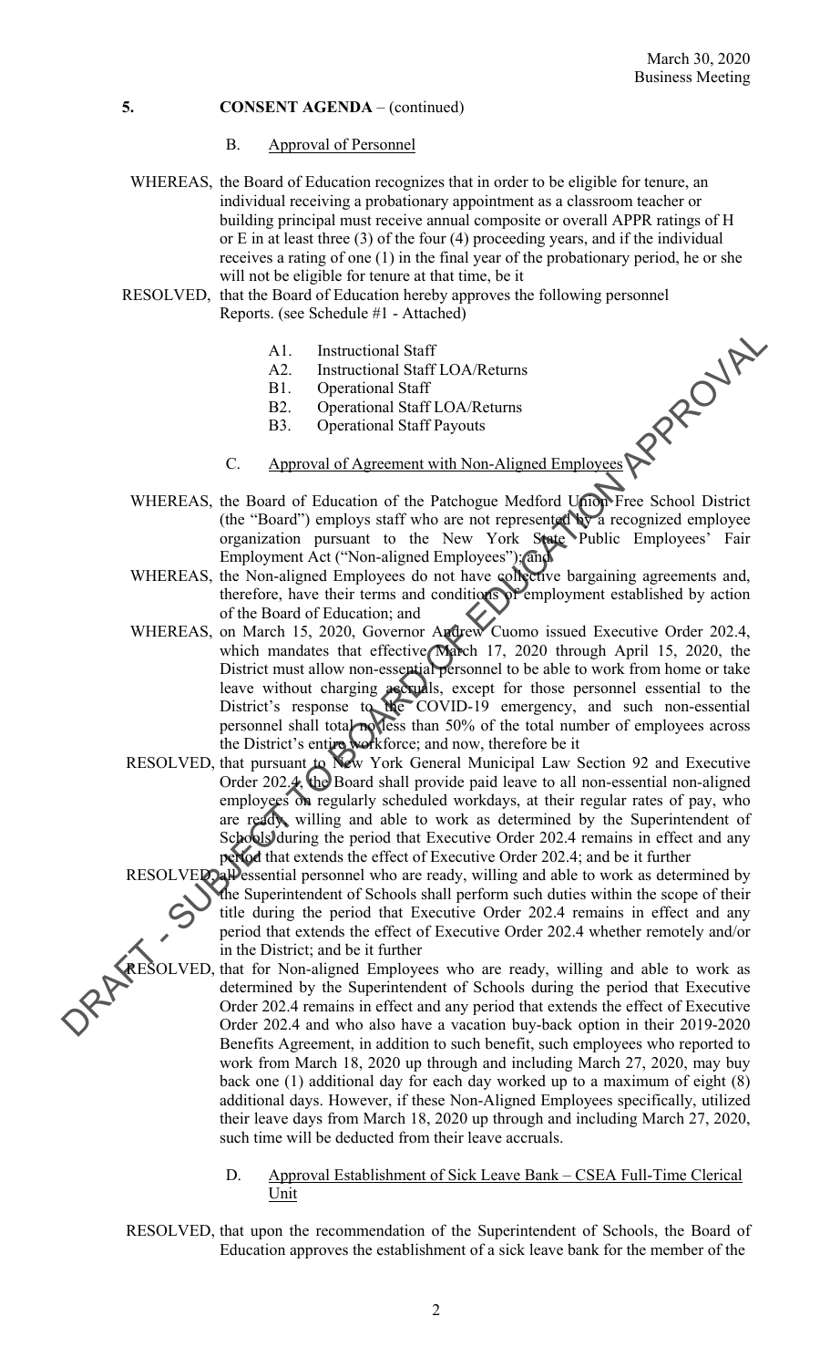**5. CONSENT AGENDA** – (continued)

B. Approval of Personnel

WHEREAS, the Board of Education recognizes that in order to be eligible for tenure, an individual receiving a probationary appointment as a classroom teacher or building principal must receive annual composite or overall APPR ratings of H or E in at least three (3) of the four (4) proceeding years, and if the individual receives a rating of one (1) in the final year of the probationary period, he or she will not be eligible for tenure at that time, be it

RESOLVED, that the Board of Education hereby approves the following personnel Reports. (see Schedule #1 - Attached)

- A1. Instructional Staff
- A2. Instructional Staff LOA/Returns
- B1. Operational Staff
- B2. Operational Staff LOA/Returns
- B3. Operational Staff Payouts

C. Approval of Agreement with Non-Aligned Employees

WHEREAS, the Board of Education of the Patchogue Medford Union Free School District (the "Board") employs staff who are not represented by a recognized employee organization pursuant to the New York State Public Employees' Fair Employment Act ("Non-aligned Employees"); and

WHEREAS, the Non-aligned Employees do not have collective bargaining agreements and, therefore, have their terms and conditions of employment established by action of the Board of Education; and

WHEREAS, on March 15, 2020, Governor Andrew Cuomo issued Executive Order 202.4, which mandates that effective March 17, 2020 through April 15, 2020, the District must allow non-essential personnel to be able to work from home or take leave without charging accruals, except for those personnel essential to the District's response to the COVID-19 emergency, and such non-essential personnel shall total no less than 50% of the total number of employees across the District's entire workforce; and now, therefore be it

RESOLVED, that pursuant to New York General Municipal Law Section 92 and Executive Order 202.4, the Board shall provide paid leave to all non-essential non-aligned employees on regularly scheduled workdays, at their regular rates of pay, who are ready, willing and able to work as determined by the Superintendent of Schools during the period that Executive Order 202.4 remains in effect and any period that extends the effect of Executive Order 202.4; and be it further

RESOLVED, all essential personnel who are ready, willing and able to work as determined by the Superintendent of Schools shall perform such duties within the scope of their title during the period that Executive Order 202.4 remains in effect and any period that extends the effect of Executive Order 202.4 whether remotely and/or in the District; and be it further

RESOLVED, that for Non-aligned Employees who are ready, willing and able to work as determined by the Superintendent of Schools during the period that Executive Order 202.4 remains in effect and any period that extends the effect of Executive Order 202.4 and who also have a vacation buy-back option in their 2019-2020 Benefits Agreement, in addition to such benefit, such employees who reported to work from March 18, 2020 up through and including March 27, 2020, may buy back one (1) additional day for each day worked up to a maximum of eight (8) additional days. However, if these Non-Aligned Employees specifically, utilized their leave days from March 18, 2020 up through and including March 27, 2020, such time will be deducted from their leave accruals.

D. Approval Establishment of Sick Leave Bank – CSEA Full-Time Clerical Unit

RESOLVED, that upon the recommendation of the Superintendent of Schools, the Board of Education approves the establishment of a sick leave bank for the member of the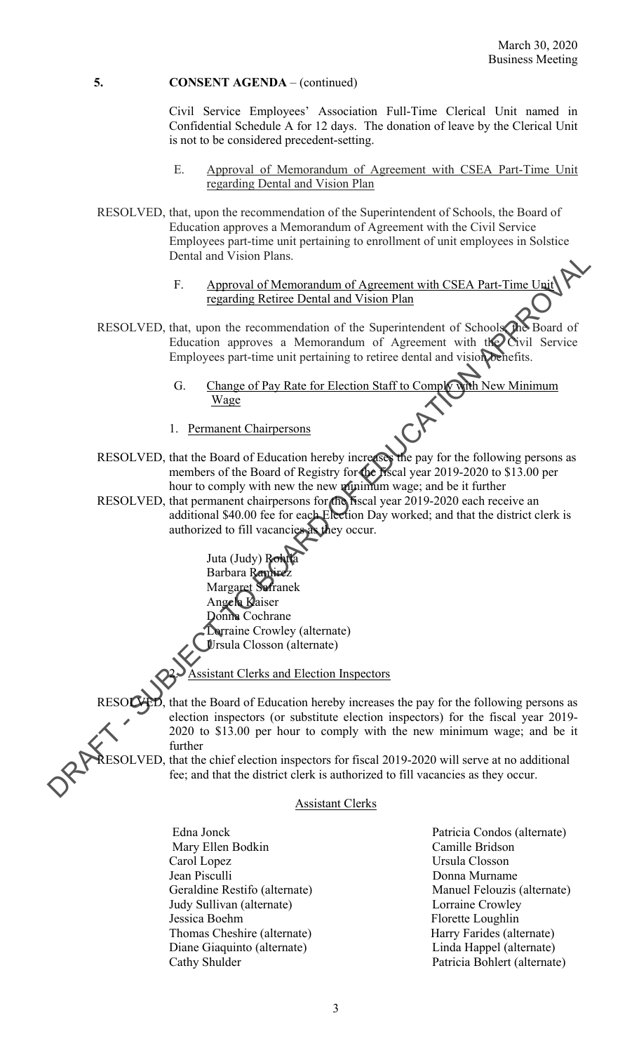**5. CONSENT AGENDA** – (continued)

Civil Service Employees' Association Full-Time Clerical Unit named in Confidential Schedule A for 12 days. The donation of leave by the Clerical Unit is not to be considered precedent-setting.

E. Approval of Memorandum of Agreement with CSEA Part-Time Unit regarding Dental and Vision Plan

RESOLVED, that, upon the recommendation of the Superintendent of Schools, the Board of Education approves a Memorandum of Agreement with the Civil Service Employees part-time unit pertaining to enrollment of unit employees in Solstice Dental and Vision Plans.

F. Approval of Memorandum of Agreement with CSEA Part-Time Unit regarding Retiree Dental and Vision Plan

RESOLVED, that, upon the recommendation of the Superintendent of Schools, the Board of Education approves a Memorandum of Agreement with the Civil Service Employees part-time unit pertaining to retiree dental and vision benefits.

G. Change of Pay Rate for Election Staff to Comply with New Minimum Wage

1. Permanent Chairpersons

RESOLVED, that the Board of Education hereby increases the pay for the following persons as members of the Board of Registry for the fiscal year 2019-2020 to $13.00 per hour to comply with new the new minimum wage; and be it further

RESOLVED, that permanent chairpersons for the fiscal year 2019-2020 each receive an additional $40.00 fee for each Election Day worked; and that the district clerk is authorized to fill vacancies as they occur.

Juta (Judy) Rohtla
Barbara Ramirez
Margaret Safranek
Angela Kaiser
Donna Cochrane
Lorraine Crowley (alternate)
Ursula Closson (alternate)

2. Assistant Clerks and Election Inspectors

RESOLVED, that the Board of Education hereby increases the pay for the following persons as election inspectors (or substitute election inspectors) for the fiscal year 2019-2020 to $13.00 per hour to comply with the new minimum wage; and be it further

RESOLVED, that the chief election inspectors for fiscal 2019-2020 will serve at no additional fee; and that the district clerk is authorized to fill vacancies as they occur.

Assistant Clerks

Edna Jonck
Mary Ellen Bodkin
Carol Lopez
Jean Pisculli
Geraldine Restifo (alternate)
Judy Sullivan (alternate)
Jessica Boehm
Thomas Cheshire (alternate)
Diane Giaquinto (alternate)
Cathy Shulder
Patricia Condos (alternate)
Camille Bridson
Ursula Closson
Donna Murname
Manuel Felouzis (alternate)
Lorraine Crowley
Florette Loughlin
Harry Farides (alternate)
Linda Happel (alternate)
Patricia Bohlert (alternate)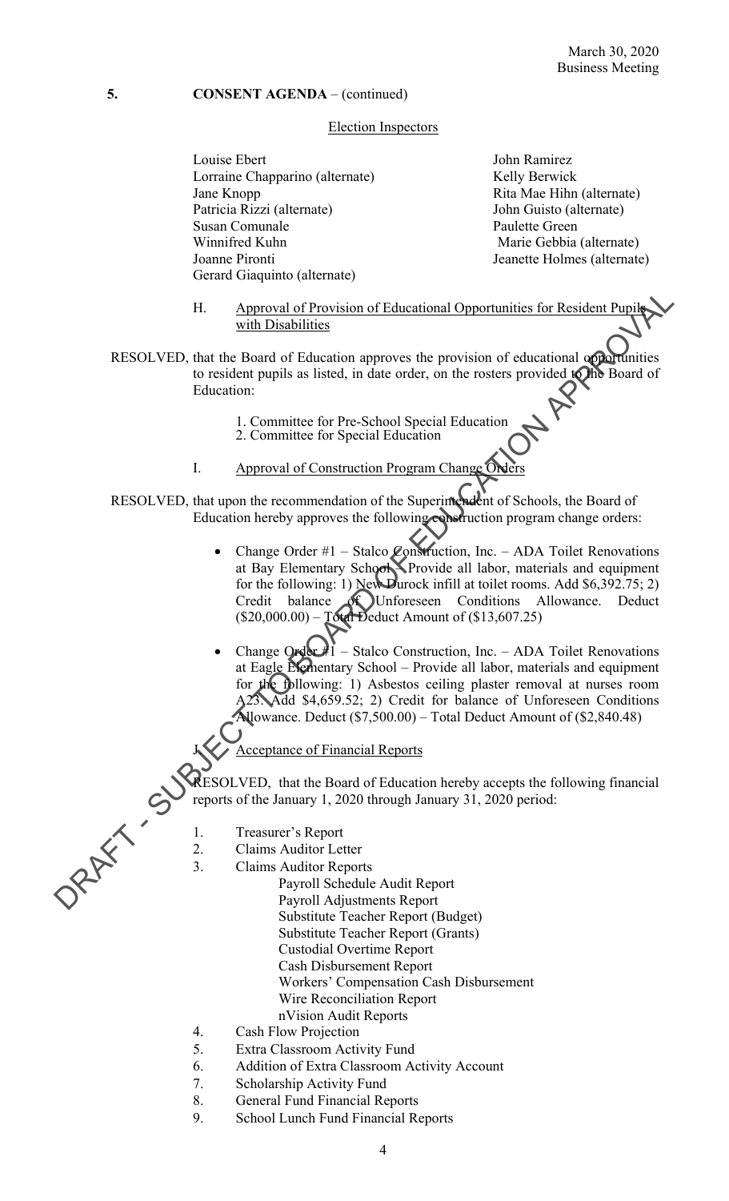**5. CONSENT AGENDA** – (continued)

Election Inspectors

| | |
|---|---|
| Louise Ebert | John Ramirez |
| Lorraine Chapparino (alternate) | Kelly Berwick |
| Jane Knopp | Rita Mae Hihn (alternate) |
| Patricia Rizzi (alternate) | John Guisto (alternate) |
| Susan Comunale | Paulette Green |
| Winnifred Kuhn | Marie Gebbia (alternate) |
| Joanne Pironti | Jeanette Holmes (alternate) |
| Gerard Giaquinto (alternate) | |

H. Approval of Provision of Educational Opportunities for Resident Pupils with Disabilities

RESOLVED, that the Board of Education approves the provision of educational opportunities to resident pupils as listed, in date order, on the rosters provided to the Board of Education:

1. Committee for Pre-School Special Education
2. Committee for Special Education

I. Approval of Construction Program Change Orders

RESOLVED, that upon the recommendation of the Superintendent of Schools, the Board of Education hereby approves the following construction program change orders:

- Change Order #1 – Stalco Construction, Inc. – ADA Toilet Renovations at Bay Elementary School – Provide all labor, materials and equipment for the following: 1) New Durock infill at toilet rooms. Add $6,392.75; 2) Credit balance of Unforeseen Conditions Allowance. Deduct ($20,000.00) – Total Deduct Amount of ($13,607.25)

- Change Order #1 – Stalco Construction, Inc. – ADA Toilet Renovations at Eagle Elementary School – Provide all labor, materials and equipment for the following: 1) Asbestos ceiling plaster removal at nurses room A23. Add $4,659.52; 2) Credit for balance of Unforeseen Conditions Allowance. Deduct ($7,500.00) – Total Deduct Amount of ($2,840.48)

J. Acceptance of Financial Reports

RESOLVED, that the Board of Education hereby accepts the following financial reports of the January 1, 2020 through January 31, 2020 period:

1. Treasurer's Report
2. Claims Auditor Letter
3. Claims Auditor Reports
   - Payroll Schedule Audit Report
   - Payroll Adjustments Report
   - Substitute Teacher Report (Budget)
   - Substitute Teacher Report (Grants)
   - Custodial Overtime Report
   - Cash Disbursement Report
   - Workers' Compensation Cash Disbursement
   - Wire Reconciliation Report
   - nVision Audit Reports
4. Cash Flow Projection
5. Extra Classroom Activity Fund
6. Addition of Extra Classroom Activity Account
7. Scholarship Activity Fund
8. General Fund Financial Reports
9. School Lunch Fund Financial Reports

DRAFT - SUBJECT TO BOARD OF EDUCATION APPROVAL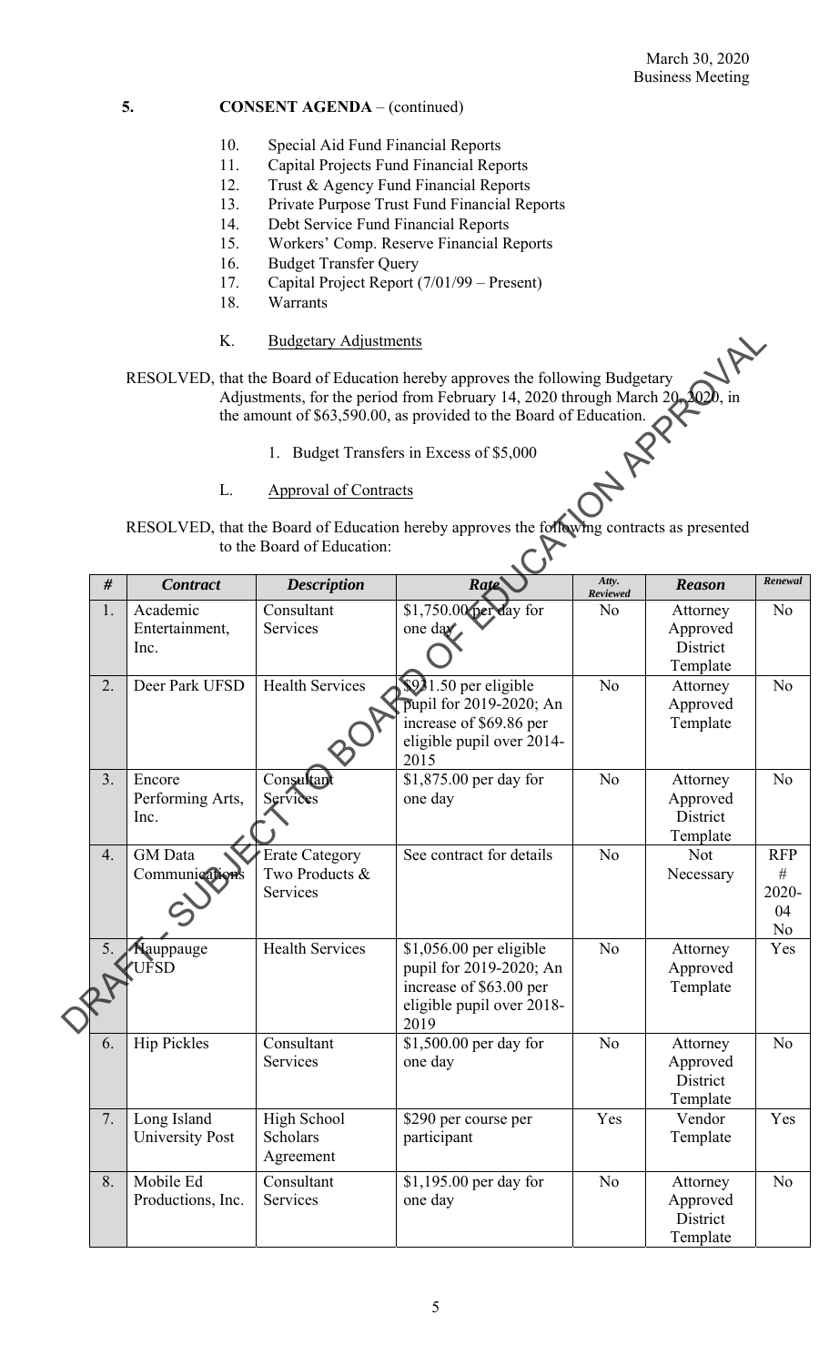## 5. CONSENT AGENDA – (continued)

10. Special Aid Fund Financial Reports
11. Capital Projects Fund Financial Reports
12. Trust & Agency Fund Financial Reports
13. Private Purpose Trust Fund Financial Reports
14. Debt Service Fund Financial Reports
15. Workers' Comp. Reserve Financial Reports
16. Budget Transfer Query
17. Capital Project Report (7/01/99 – Present)
18. Warrants

K. Budgetary Adjustments

RESOLVED, that the Board of Education hereby approves the following Budgetary Adjustments, for the period from February 14, 2020 through March 20, 2020, in the amount of $63,590.00, as provided to the Board of Education.

1. Budget Transfers in Excess of $5,000

L. Approval of Contracts

RESOLVED, that the Board of Education hereby approves the following contracts as presented to the Board of Education:

| # | Contract | Description | Rate | Atty. Reviewed | Reason | Renewal |
|---|---|---|---|---|---|---|
| 1. | Academic Entertainment, Inc. | Consultant Services | $1,750.00 per day for one day | No | Attorney Approved District Template | No |
| 2. | Deer Park UFSD | Health Services | $931.50 per eligible pupil for 2019-2020; An increase of $69.86 per eligible pupil over 2014-2015 | No | Attorney Approved Template | No |
| 3. | Encore Performing Arts, Inc. | Consultant Services | $1,875.00 per day for one day | No | Attorney Approved District Template | No |
| 4. | GM Data Communications | Erate Category Two Products & Services | See contract for details | No | Not Necessary | RFP # 2020-04 No |
| 5. | Hauppauge UFSD | Health Services | $1,056.00 per eligible pupil for 2019-2020; An increase of $63.00 per eligible pupil over 2018-2019 | No | Attorney Approved Template | Yes |
| 6. | Hip Pickles | Consultant Services | $1,500.00 per day for one day | No | Attorney Approved District Template | No |
| 7. | Long Island University Post | High School Scholars Agreement | $290 per course per participant | Yes | Vendor Template | Yes |
| 8. | Mobile Ed Productions, Inc. | Consultant Services | $1,195.00 per day for one day | No | Attorney Approved District Template | No |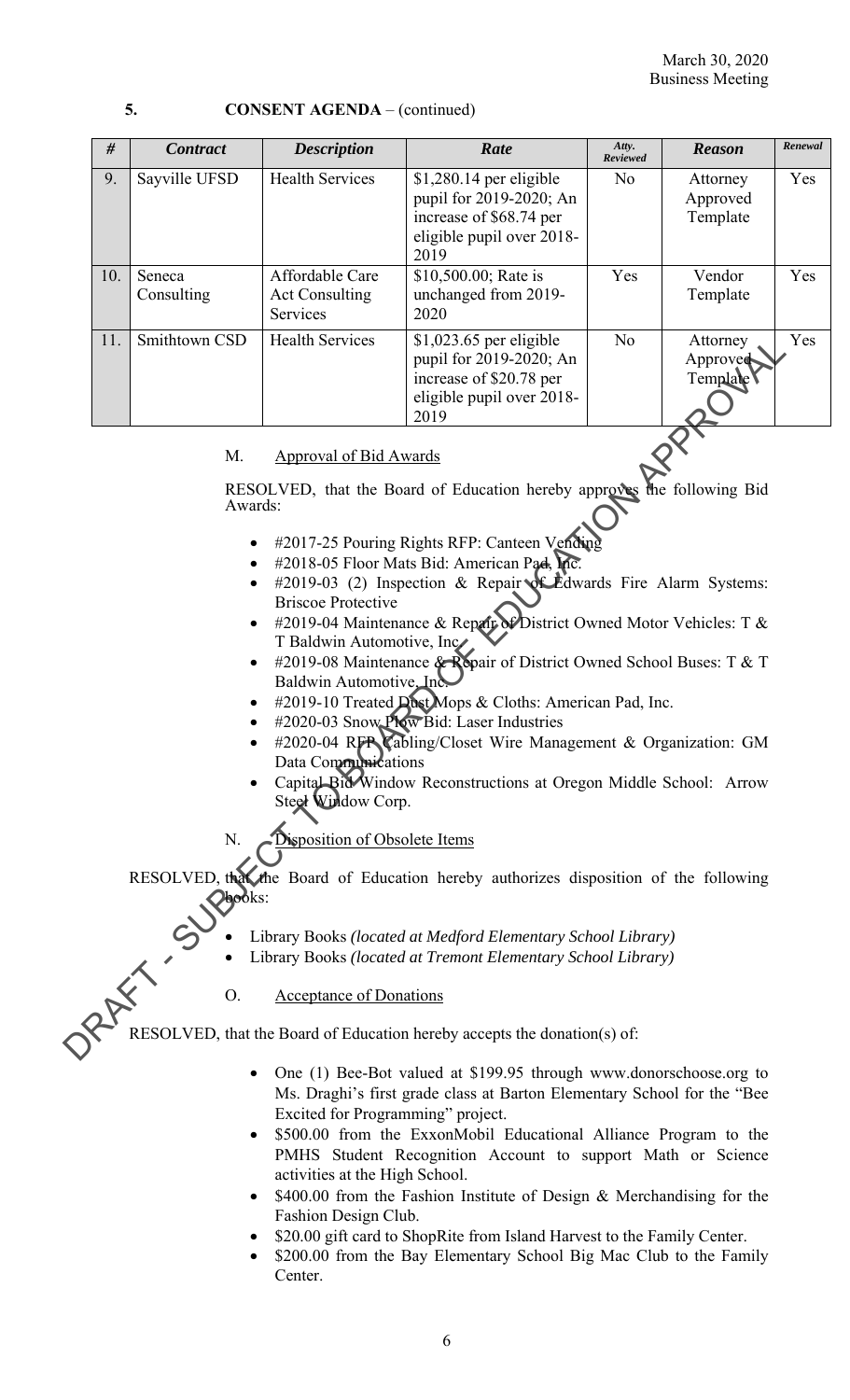**5. CONSENT AGENDA** – (continued)

| # | Contract | Description | Rate | Atty. Reviewed | Reason | Renewal |
|---|---|---|---|---|---|---|
| 9. | Sayville UFSD | Health Services | $1,280.14 per eligible pupil for 2019-2020; An increase of $68.74 per eligible pupil over 2018-2019 | No | Attorney Approved Template | Yes |
| 10. | Seneca Consulting | Affordable Care Act Consulting Services | $10,500.00; Rate is unchanged from 2019-2020 | Yes | Vendor Template | Yes |
| 11. | Smithtown CSD | Health Services | $1,023.65 per eligible pupil for 2019-2020; An increase of $20.78 per eligible pupil over 2018-2019 | No | Attorney Approved Template | Yes |

M. Approval of Bid Awards

RESOLVED, that the Board of Education hereby approves the following Bid Awards:

- #2017-25 Pouring Rights RFP: Canteen Vending
- #2018-05 Floor Mats Bid: American Pad, Inc.
- #2019-03 (2) Inspection & Repair of Edwards Fire Alarm Systems: Briscoe Protective
- #2019-04 Maintenance & Repair of District Owned Motor Vehicles: T & T Baldwin Automotive, Inc.
- #2019-08 Maintenance & Repair of District Owned School Buses: T & T Baldwin Automotive, Inc.
- #2019-10 Treated Dust Mops & Cloths: American Pad, Inc.
- #2020-03 Snow Plow Bid: Laser Industries
- #2020-04 RFP Cabling/Closet Wire Management & Organization: GM Data Communications
- Capital Bid Window Reconstructions at Oregon Middle School: Arrow Steel Window Corp.

N. Disposition of Obsolete Items

RESOLVED, that the Board of Education hereby authorizes disposition of the following books:

- Library Books *(located at Medford Elementary School Library)*
- Library Books *(located at Tremont Elementary School Library)*

O. Acceptance of Donations

RESOLVED, that the Board of Education hereby accepts the donation(s) of:

- One (1) Bee-Bot valued at $199.95 through www.donorschoose.org to Ms. Draghi's first grade class at Barton Elementary School for the "Bee Excited for Programming" project.
- $500.00 from the ExxonMobil Educational Alliance Program to the PMHS Student Recognition Account to support Math or Science activities at the High School.
- $400.00 from the Fashion Institute of Design & Merchandising for the Fashion Design Club.
- $20.00 gift card to ShopRite from Island Harvest to the Family Center.
- $200.00 from the Bay Elementary School Big Mac Club to the Family Center.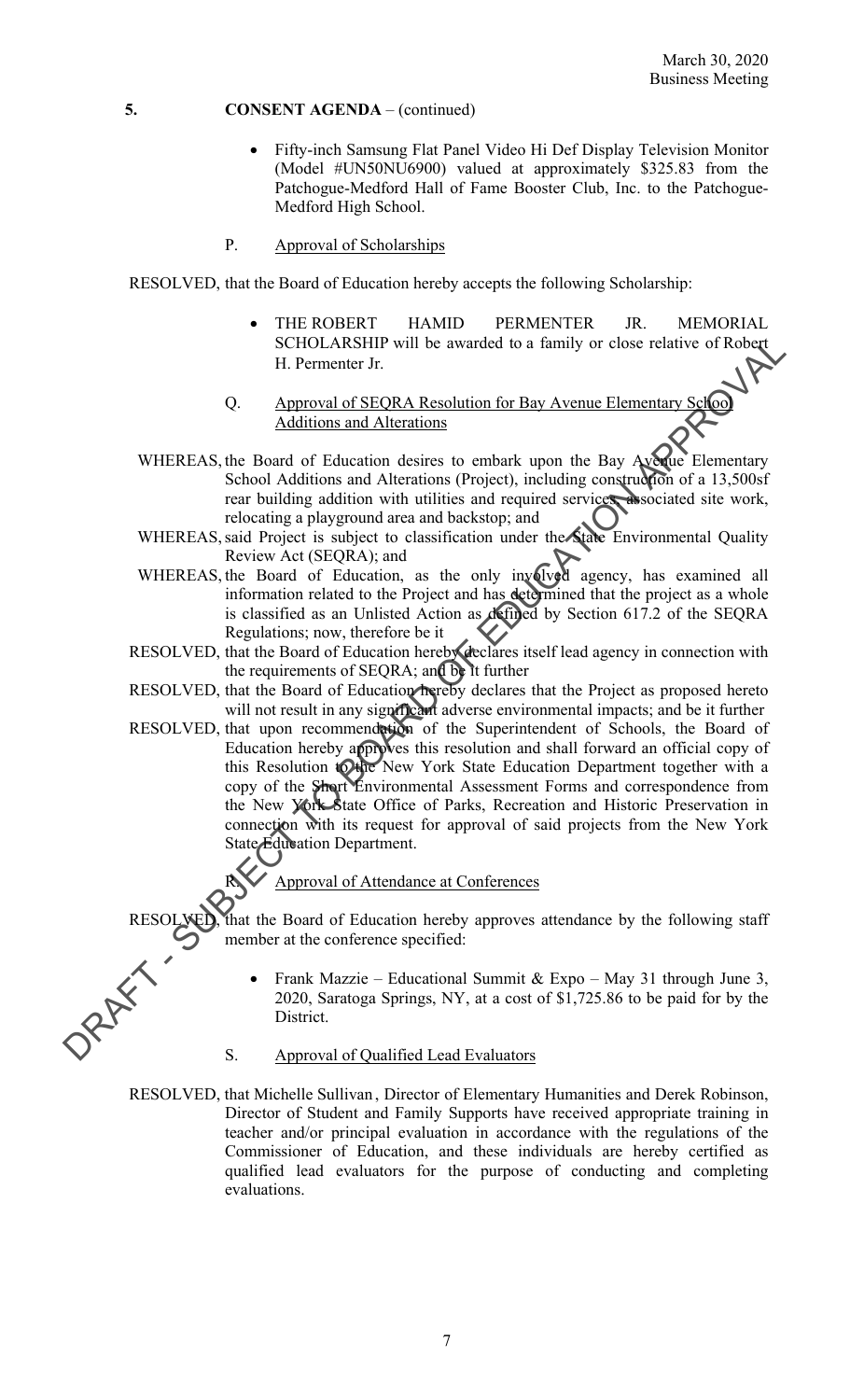March 30, 2020
Business Meeting

**5. CONSENT AGENDA** – (continued)

- Fifty-inch Samsung Flat Panel Video Hi Def Display Television Monitor (Model #UN50NU6900) valued at approximately $325.83 from the Patchogue-Medford Hall of Fame Booster Club, Inc. to the Patchogue-Medford High School.

P. Approval of Scholarships

RESOLVED, that the Board of Education hereby accepts the following Scholarship:

- THE ROBERT HAMID PERMENTER JR. MEMORIAL SCHOLARSHIP will be awarded to a family or close relative of Robert H. Permenter Jr.

Q. Approval of SEQRA Resolution for Bay Avenue Elementary School Additions and Alterations

WHEREAS, the Board of Education desires to embark upon the Bay Avenue Elementary School Additions and Alterations (Project), including construction of a 13,500sf rear building addition with utilities and required services, associated site work, relocating a playground area and backstop; and

WHEREAS, said Project is subject to classification under the State Environmental Quality Review Act (SEQRA); and

WHEREAS, the Board of Education, as the only involved agency, has examined all information related to the Project and has determined that the project as a whole is classified as an Unlisted Action as defined by Section 617.2 of the SEQRA Regulations; now, therefore be it

RESOLVED, that the Board of Education hereby declares itself lead agency in connection with the requirements of SEQRA; and be it further

RESOLVED, that the Board of Education hereby declares that the Project as proposed hereto will not result in any significant adverse environmental impacts; and be it further

RESOLVED, that upon recommendation of the Superintendent of Schools, the Board of Education hereby approves this resolution and shall forward an official copy of this Resolution to the New York State Education Department together with a copy of the Short Environmental Assessment Forms and correspondence from the New York State Office of Parks, Recreation and Historic Preservation in connection with its request for approval of said projects from the New York State Education Department.

R. Approval of Attendance at Conferences

RESOLVED, that the Board of Education hereby approves attendance by the following staff member at the conference specified:

- Frank Mazzie – Educational Summit & Expo – May 31 through June 3, 2020, Saratoga Springs, NY, at a cost of $1,725.86 to be paid for by the District.

S. Approval of Qualified Lead Evaluators

RESOLVED, that Michelle Sullivan, Director of Elementary Humanities and Derek Robinson, Director of Student and Family Supports have received appropriate training in teacher and/or principal evaluation in accordance with the regulations of the Commissioner of Education, and these individuals are hereby certified as qualified lead evaluators for the purpose of conducting and completing evaluations.

DRAFT - SUBJECT TO BOARD OF EDUCATION APPROVAL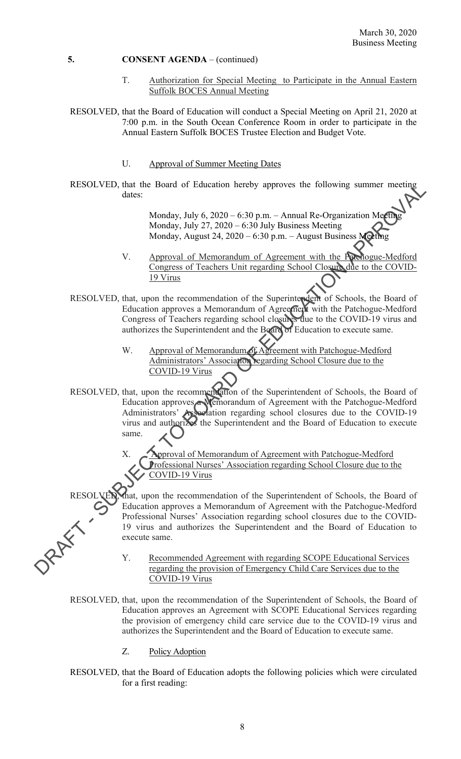**5. CONSENT AGENDA** – (continued)

T. Authorization for Special Meeting to Participate in the Annual Eastern Suffolk BOCES Annual Meeting

RESOLVED, that the Board of Education will conduct a Special Meeting on April 21, 2020 at 7:00 p.m. in the South Ocean Conference Room in order to participate in the Annual Eastern Suffolk BOCES Trustee Election and Budget Vote.

U. Approval of Summer Meeting Dates

RESOLVED, that the Board of Education hereby approves the following summer meeting dates:

Monday, July 6, 2020 – 6:30 p.m. – Annual Re-Organization Meeting
Monday, July 27, 2020 – 6:30 July Business Meeting
Monday, August 24, 2020 – 6:30 p.m. – August Business Meeting

V. Approval of Memorandum of Agreement with the Patchogue-Medford Congress of Teachers Unit regarding School Closure due to the COVID-19 Virus

RESOLVED, that, upon the recommendation of the Superintendent of Schools, the Board of Education approves a Memorandum of Agreement with the Patchogue-Medford Congress of Teachers regarding school closures due to the COVID-19 virus and authorizes the Superintendent and the Board of Education to execute same.

W. Approval of Memorandum of Agreement with Patchogue-Medford Administrators' Association regarding School Closure due to the COVID-19 Virus

RESOLVED, that, upon the recommendation of the Superintendent of Schools, the Board of Education approves a Memorandum of Agreement with the Patchogue-Medford Administrators' Association regarding school closures due to the COVID-19 virus and authorizes the Superintendent and the Board of Education to execute same.

X. Approval of Memorandum of Agreement with Patchogue-Medford Professional Nurses' Association regarding School Closure due to the COVID-19 Virus

RESOLVED, that, upon the recommendation of the Superintendent of Schools, the Board of Education approves a Memorandum of Agreement with the Patchogue-Medford Professional Nurses' Association regarding school closures due to the COVID-19 virus and authorizes the Superintendent and the Board of Education to execute same.

Y. Recommended Agreement with regarding SCOPE Educational Services regarding the provision of Emergency Child Care Services due to the COVID-19 Virus

RESOLVED, that, upon the recommendation of the Superintendent of Schools, the Board of Education approves an Agreement with SCOPE Educational Services regarding the provision of emergency child care service due to the COVID-19 virus and authorizes the Superintendent and the Board of Education to execute same.

Z. Policy Adoption

RESOLVED, that the Board of Education adopts the following policies which were circulated for a first reading: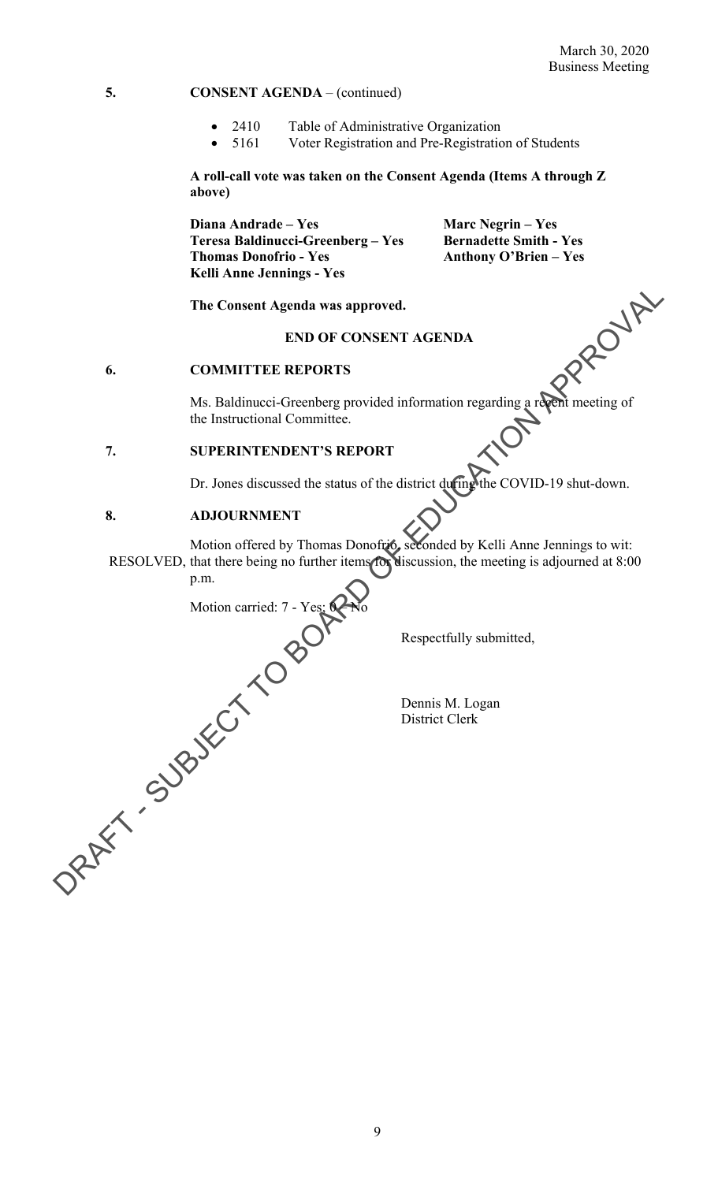**5. CONSENT AGENDA** – (continued)

- 2410 Table of Administrative Organization
- 5161 Voter Registration and Pre-Registration of Students

**A roll-call vote was taken on the Consent Agenda (Items A through Z above)**

**Diana Andrade – Yes**
**Teresa Baldinucci-Greenberg – Yes**
**Thomas Donofrio - Yes**
**Kelli Anne Jennings - Yes**
**Marc Negrin – Yes**
**Bernadette Smith - Yes**
**Anthony O'Brien – Yes**

**The Consent Agenda was approved.**

**END OF CONSENT AGENDA**

**6. COMMITTEE REPORTS**

Ms. Baldinucci-Greenberg provided information regarding a recent meeting of the Instructional Committee.

**7. SUPERINTENDENT'S REPORT**

Dr. Jones discussed the status of the district during the COVID-19 shut-down.

**8. ADJOURNMENT**

Motion offered by Thomas Donofrio, seconded by Kelli Anne Jennings to wit:

RESOLVED, that there being no further items for discussion, the meeting is adjourned at 8:00 p.m.

Motion carried: 7 - Yes; 0 - No

Respectfully submitted,

Dennis M. Logan
District Clerk

DRAFT - SUBJECT TO BOARD OF EDUCATION APPROVAL